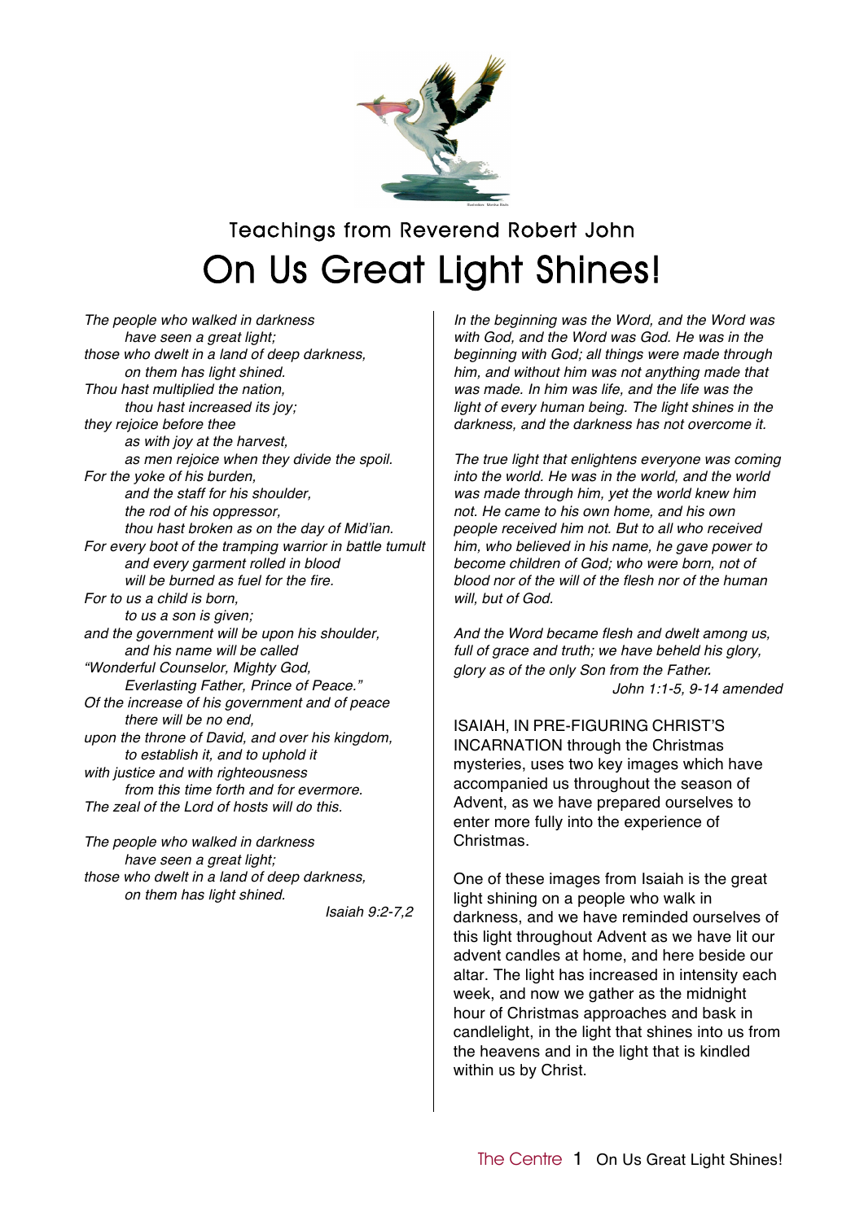## Teachings from Reverend Robert John

# On Us Great Light Shines!

*The people who walked in darkness*
*have seen a great light;*
*those who dwelt in a land of deep darkness,*
*on them has light shined.*
*Thou hast multiplied the nation,*
*thou hast increased its joy;*
*they rejoice before thee*
*as with joy at the harvest,*
*as men rejoice when they divide the spoil.*
*For the yoke of his burden,*
*and the staff for his shoulder,*
*the rod of his oppressor,*
*thou hast broken as on the day of Mid'ian.*
*For every boot of the tramping warrior in battle tumult*
*and every garment rolled in blood*
*will be burned as fuel for the fire.*
*For to us a child is born,*
*to us a son is given;*
*and the government will be upon his shoulder,*
*and his name will be called*
*"Wonderful Counselor, Mighty God,*
*Everlasting Father, Prince of Peace."*
*Of the increase of his government and of peace*
*there will be no end,*
*upon the throne of David, and over his kingdom,*
*to establish it, and to uphold it*
*with justice and with righteousness*
*from this time forth and for evermore.*
*The zeal of the Lord of hosts will do this.*

*The people who walked in darkness*
*have seen a great light;*
*those who dwelt in a land of deep darkness,*
*on them has light shined.*

*Isaiah 9:2-7,2*

*In the beginning was the Word, and the Word was with God, and the Word was God. He was in the beginning with God; all things were made through him, and without him was not anything made that was made. In him was life, and the life was the light of every human being. The light shines in the darkness, and the darkness has not overcome it.*

*The true light that enlightens everyone was coming into the world. He was in the world, and the world was made through him, yet the world knew him not. He came to his own home, and his own people received him not. But to all who received him, who believed in his name, he gave power to become children of God; who were born, not of blood nor of the will of the flesh nor of the human will, but of God.*

*And the Word became flesh and dwelt among us, full of grace and truth; we have beheld his glory, glory as of the only Son from the Father.*

*John 1:1-5, 9-14 amended*

ISAIAH, IN PRE-FIGURING CHRIST'S INCARNATION through the Christmas mysteries, uses two key images which have accompanied us throughout the season of Advent, as we have prepared ourselves to enter more fully into the experience of Christmas.

One of these images from Isaiah is the great light shining on a people who walk in darkness, and we have reminded ourselves of this light throughout Advent as we have lit our advent candles at home, and here beside our altar. The light has increased in intensity each week, and now we gather as the midnight hour of Christmas approaches and bask in candlelight, in the light that shines into us from the heavens and in the light that is kindled within us by Christ.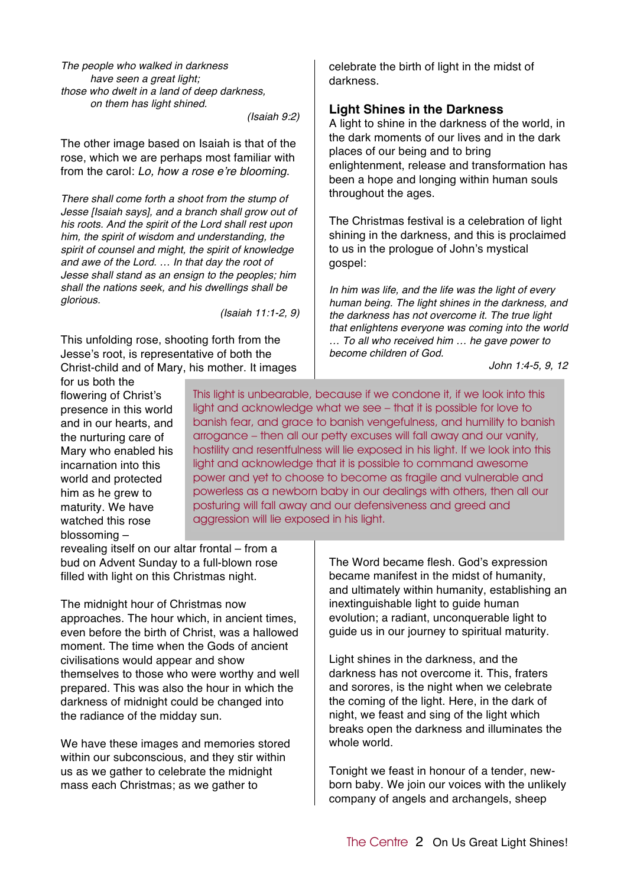*The people who walked in darkness*
*have seen a great light;*
*those who dwelt in a land of deep darkness,*
*on them has light shined.*

*(Isaiah 9:2)*

The other image based on Isaiah is that of the rose, which we are perhaps most familiar with from the carol: *Lo, how a rose e're blooming.*

*There shall come forth a shoot from the stump of Jesse [Isaiah says], and a branch shall grow out of his roots. And the spirit of the Lord shall rest upon him, the spirit of wisdom and understanding, the spirit of counsel and might, the spirit of knowledge and awe of the Lord. … In that day the root of Jesse shall stand as an ensign to the peoples; him shall the nations seek, and his dwellings shall be glorious.*

*(Isaiah 11:1-2, 9)*

This unfolding rose, shooting forth from the Jesse's root, is representative of both the Christ-child and of Mary, his mother. It images for us both the flowering of Christ's presence in this world and in our hearts, and the nurturing care of Mary who enabled his incarnation into this world and protected him as he grew to maturity. We have watched this rose blossoming – revealing itself on our altar frontal – from a bud on Advent Sunday to a full-blown rose filled with light on this Christmas night.

The midnight hour of Christmas now approaches. The hour which, in ancient times, even before the birth of Christ, was a hallowed moment. The time when the Gods of ancient civilisations would appear and show themselves to those who were worthy and well prepared. This was also the hour in which the darkness of midnight could be changed into the radiance of the midday sun.

We have these images and memories stored within our subconscious, and they stir within us as we gather to celebrate the midnight mass each Christmas; as we gather to celebrate the birth of light in the midst of darkness.

## Light Shines in the Darkness

A light to shine in the darkness of the world, in the dark moments of our lives and in the dark places of our being and to bring enlightenment, release and transformation has been a hope and longing within human souls throughout the ages.

The Christmas festival is a celebration of light shining in the darkness, and this is proclaimed to us in the prologue of John's mystical gospel:

*In him was life, and the life was the light of every human being. The light shines in the darkness, and the darkness has not overcome it. The true light that enlightens everyone was coming into the world … To all who received him … he gave power to become children of God.*

*John 1:4-5, 9, 12*

> This light is unbearable, because if we condone it, if we look into this light and acknowledge what we see – that it is possible for love to banish fear, and grace to banish vengefulness, and humility to banish arrogance – then all our petty excuses will fall away and our vanity, hostility and resentfulness will lie exposed in his light. If we look into this light and acknowledge that it is possible to command awesome power and yet to choose to become as fragile and vulnerable and powerless as a newborn baby in our dealings with others, then all our posturing will fall away and our defensiveness and greed and aggression will lie exposed in his light.

The Word became flesh. God's expression became manifest in the midst of humanity, and ultimately within humanity, establishing an inextinguishable light to guide human evolution; a radiant, unconquerable light to guide us in our journey to spiritual maturity.

Light shines in the darkness, and the darkness has not overcome it. This, fraters and sorores, is the night when we celebrate the coming of the light. Here, in the dark of night, we feast and sing of the light which breaks open the darkness and illuminates the whole world.

Tonight we feast in honour of a tender, new-born baby. We join our voices with the unlikely company of angels and archangels, sheep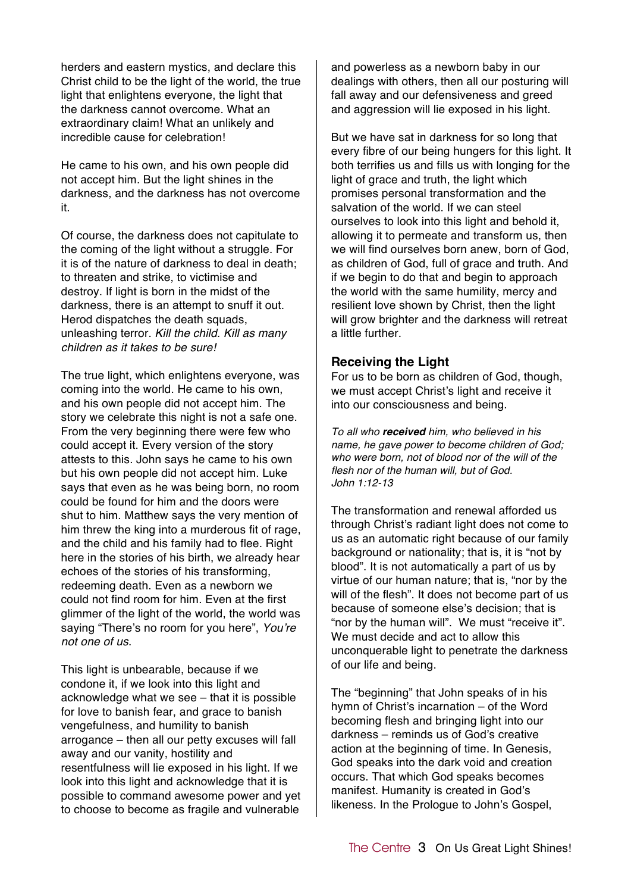herders and eastern mystics, and declare this Christ child to be the light of the world, the true light that enlightens everyone, the light that the darkness cannot overcome. What an extraordinary claim! What an unlikely and incredible cause for celebration!

He came to his own, and his own people did not accept him. But the light shines in the darkness, and the darkness has not overcome it.

Of course, the darkness does not capitulate to the coming of the light without a struggle. For it is of the nature of darkness to deal in death; to threaten and strike, to victimise and destroy. If light is born in the midst of the darkness, there is an attempt to snuff it out. Herod dispatches the death squads, unleashing terror. *Kill the child. Kill as many children as it takes to be sure!*

The true light, which enlightens everyone, was coming into the world. He came to his own, and his own people did not accept him. The story we celebrate this night is not a safe one. From the very beginning there were few who could accept it. Every version of the story attests to this. John says he came to his own but his own people did not accept him. Luke says that even as he was being born, no room could be found for him and the doors were shut to him. Matthew says the very mention of him threw the king into a murderous fit of rage, and the child and his family had to flee. Right here in the stories of his birth, we already hear echoes of the stories of his transforming, redeeming death. Even as a newborn we could not find room for him. Even at the first glimmer of the light of the world, the world was saying "There's no room for you here", *You're not one of us*.

This light is unbearable, because if we condone it, if we look into this light and acknowledge what we see – that it is possible for love to banish fear, and grace to banish vengefulness, and humility to banish arrogance – then all our petty excuses will fall away and our vanity, hostility and resentfulness will lie exposed in his light. If we look into this light and acknowledge that it is possible to command awesome power and yet to choose to become as fragile and vulnerable and powerless as a newborn baby in our dealings with others, then all our posturing will fall away and our defensiveness and greed and aggression will lie exposed in his light.

But we have sat in darkness for so long that every fibre of our being hungers for this light. It both terrifies us and fills us with longing for the light of grace and truth, the light which promises personal transformation and the salvation of the world. If we can steel ourselves to look into this light and behold it, allowing it to permeate and transform us, then we will find ourselves born anew, born of God, as children of God, full of grace and truth. And if we begin to do that and begin to approach the world with the same humility, mercy and resilient love shown by Christ, then the light will grow brighter and the darkness will retreat a little further.

### Receiving the Light

For us to be born as children of God, though, we must accept Christ's light and receive it into our consciousness and being.

*To all who **received** him, who believed in his name, he gave power to become children of God; who were born, not of blood nor of the will of the flesh nor of the human will, but of God.*
*John 1:12-13*

The transformation and renewal afforded us through Christ's radiant light does not come to us as an automatic right because of our family background or nationality; that is, it is "not by blood". It is not automatically a part of us by virtue of our human nature; that is, "nor by the will of the flesh". It does not become part of us because of someone else's decision; that is "nor by the human will". We must "receive it". We must decide and act to allow this unconquerable light to penetrate the darkness of our life and being.

The "beginning" that John speaks of in his hymn of Christ's incarnation – of the Word becoming flesh and bringing light into our darkness – reminds us of God's creative action at the beginning of time. In Genesis, God speaks into the dark void and creation occurs. That which God speaks becomes manifest. Humanity is created in God's likeness. In the Prologue to John's Gospel,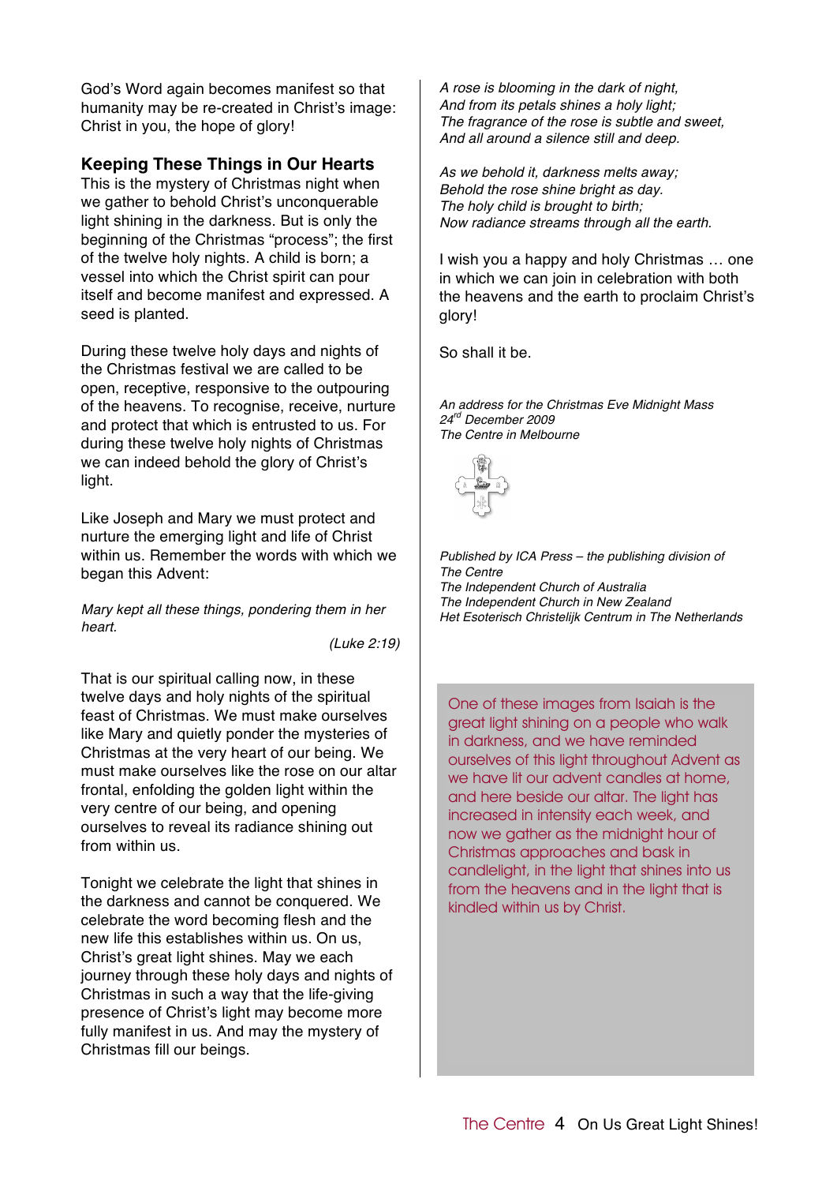God's Word again becomes manifest so that humanity may be re-created in Christ's image: Christ in you, the hope of glory!

## Keeping These Things in Our Hearts

This is the mystery of Christmas night when we gather to behold Christ's unconquerable light shining in the darkness. But is only the beginning of the Christmas "process"; the first of the twelve holy nights. A child is born; a vessel into which the Christ spirit can pour itself and become manifest and expressed. A seed is planted.

During these twelve holy days and nights of the Christmas festival we are called to be open, receptive, responsive to the outpouring of the heavens. To recognise, receive, nurture and protect that which is entrusted to us. For during these twelve holy nights of Christmas we can indeed behold the glory of Christ's light.

Like Joseph and Mary we must protect and nurture the emerging light and life of Christ within us. Remember the words with which we began this Advent:

*Mary kept all these things, pondering them in her heart.*

*(Luke 2:19)*

That is our spiritual calling now, in these twelve days and holy nights of the spiritual feast of Christmas. We must make ourselves like Mary and quietly ponder the mysteries of Christmas at the very heart of our being. We must make ourselves like the rose on our altar frontal, enfolding the golden light within the very centre of our being, and opening ourselves to reveal its radiance shining out from within us.

Tonight we celebrate the light that shines in the darkness and cannot be conquered. We celebrate the word becoming flesh and the new life this establishes within us. On us, Christ's great light shines. May we each journey through these holy days and nights of Christmas in such a way that the life-giving presence of Christ's light may become more fully manifest in us. And may the mystery of Christmas fill our beings.

*A rose is blooming in the dark of night,*
*And from its petals shines a holy light;*
*The fragrance of the rose is subtle and sweet,*
*And all around a silence still and deep.*

*As we behold it, darkness melts away;*
*Behold the rose shine bright as day.*
*The holy child is brought to birth;*
*Now radiance streams through all the earth.*

I wish you a happy and holy Christmas … one in which we can join in celebration with both the heavens and the earth to proclaim Christ's glory!

So shall it be.

*An address for the Christmas Eve Midnight Mass*
*24th December 2009*
*The Centre in Melbourne*

*Published by ICA Press – the publishing division of*
*The Centre*
*The Independent Church of Australia*
*The Independent Church in New Zealand*
*Het Esoterisch Christelijk Centrum in The Netherlands*

One of these images from Isaiah is the great light shining on a people who walk in darkness, and we have reminded ourselves of this light throughout Advent as we have lit our advent candles at home, and here beside our altar. The light has increased in intensity each week, and now we gather as the midnight hour of Christmas approaches and bask in candlelight, in the light that shines into us from the heavens and in the light that is kindled within us by Christ.